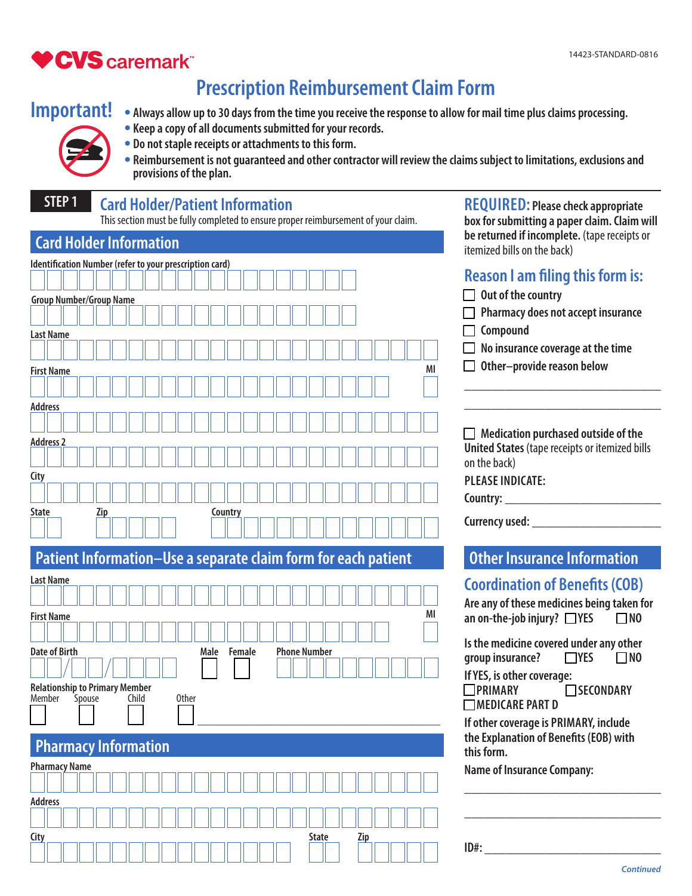CVS caremark™

14423-STANDARD-0816

# Prescription Reimbursement Claim Form

## Important!

- Always allow up to 30 days from the time you receive the response to allow for mail time plus claims processing.
- Keep a copy of all documents submitted for your records.
- Do not staple receipts or attachments to this form.
- Reimbursement is not guaranteed and other contractor will review the claims subject to limitations, exclusions and provisions of the plan.

## STEP 1 Card Holder/Patient Information

This section must be fully completed to ensure proper reimbursement of your claim.

### Card Holder Information

Identification Number (refer to your prescription card)

Group Number/Group Name

Last Name

First Name MI

Address

Address 2

City

State Zip Country

### Patient Information–Use a separate claim form for each patient

Last Name

First Name MI

Date of Birth \_\_/\_\_/\_\_\_\_ Male ☐ Female ☐ Phone Number

Relationship to Primary Member

☐ Member ☐ Spouse ☐ Child ☐ Other \_\_\_\_\_\_\_\_\_\_\_\_\_\_\_\_

### Pharmacy Information

Pharmacy Name

Address

City State Zip

**REQUIRED:** Please check appropriate box for submitting a paper claim. Claim will be returned if incomplete. (tape receipts or itemized bills on the back)

### Reason I am filing this form is:

- ☐ Out of the country
- ☐ Pharmacy does not accept insurance
- ☐ Compound
- ☐ No insurance coverage at the time
- ☐ Other–provide reason below

\_\_\_\_\_\_\_\_\_\_\_\_\_\_\_\_\_\_\_\_\_\_\_\_\_\_\_\_\_\_\_\_

\_\_\_\_\_\_\_\_\_\_\_\_\_\_\_\_\_\_\_\_\_\_\_\_\_\_\_\_\_\_\_\_

☐ **Medication purchased outside of the United States** (tape receipts or itemized bills on the back)

**PLEASE INDICATE:**

**Country:** \_\_\_\_\_\_\_\_\_\_\_\_\_\_\_\_\_\_\_\_\_\_\_\_

**Currency used:** \_\_\_\_\_\_\_\_\_\_\_\_\_\_\_\_\_\_\_\_

### Other Insurance Information

#### Coordination of Benefits (COB)

Are any of these medicines being taken for an on-the-job injury? ☐ YES ☐ NO

Is the medicine covered under any other group insurance? ☐ YES ☐ NO

If YES, is other coverage:

☐ PRIMARY ☐ SECONDARY

☐ MEDICARE PART D

If other coverage is PRIMARY, include the Explanation of Benefits (EOB) with this form.

Name of Insurance Company:

\_\_\_\_\_\_\_\_\_\_\_\_\_\_\_\_\_\_\_\_\_\_\_\_\_\_\_\_\_\_\_\_

\_\_\_\_\_\_\_\_\_\_\_\_\_\_\_\_\_\_\_\_\_\_\_\_\_\_\_\_\_\_\_\_

ID#: \_\_\_\_\_\_\_\_\_\_\_\_\_\_\_\_\_\_\_\_\_\_\_\_\_\_\_\_

*Continued*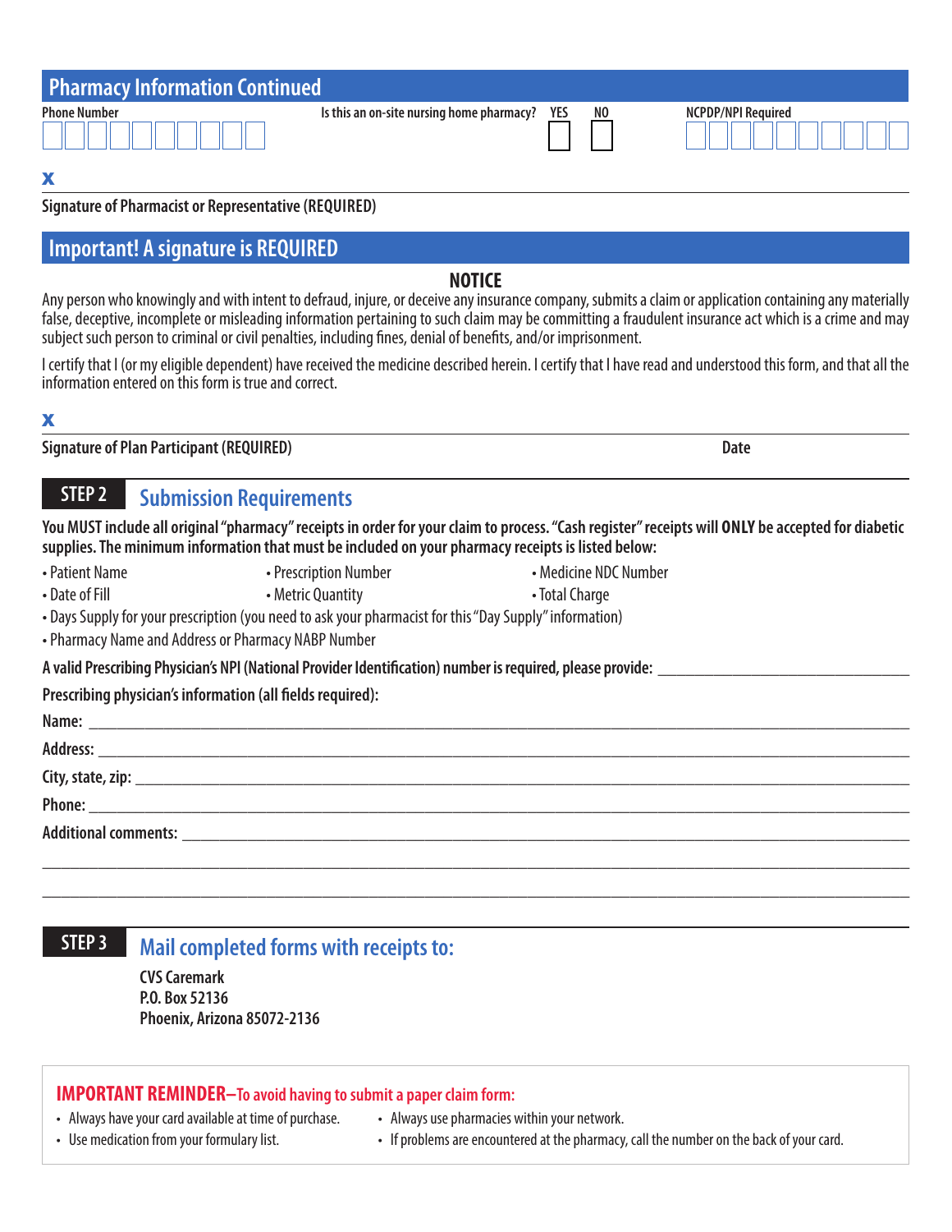## Pharmacy Information Continued

**Phone Number** | **Is this an on-site nursing home pharmacy?** YES ☐ NO ☐ | **NCPDP/NPI Required**

**x**

**Signature of Pharmacist or Representative (REQUIRED)**

## Important! A signature is REQUIRED

**NOTICE**

Any person who knowingly and with intent to defraud, injure, or deceive any insurance company, submits a claim or application containing any materially false, deceptive, incomplete or misleading information pertaining to such claim may be committing a fraudulent insurance act which is a crime and may subject such person to criminal or civil penalties, including fines, denial of benefits, and/or imprisonment.

I certify that I (or my eligible dependent) have received the medicine described herein. I certify that I have read and understood this form, and that all the information entered on this form is true and correct.

**x**

**Signature of Plan Participant (REQUIRED)** **Date**

## STEP 2 Submission Requirements

**You MUST include all original "pharmacy" receipts in order for your claim to process. "Cash register" receipts will ONLY be accepted for diabetic supplies. The minimum information that must be included on your pharmacy receipts is listed below:**

- Patient Name
- Prescription Number
- Medicine NDC Number
- Date of Fill
- Metric Quantity
- Total Charge
- Days Supply for your prescription (you need to ask your pharmacist for this "Day Supply" information)
- Pharmacy Name and Address or Pharmacy NABP Number

**A valid Prescribing Physician's NPI (National Provider Identification) number is required, please provide:** ______________________________

**Prescribing physician's information (all fields required):**

**Name:** ______________________________

**Address:** ______________________________

**City, state, zip:** ______________________________

**Phone:** ______________________________

**Additional comments:** ______________________________

______________________________

______________________________

## STEP 3 Mail completed forms with receipts to:

**CVS Caremark**
**P.O. Box 52136**
**Phoenix, Arizona 85072-2136**

**IMPORTANT REMINDER–To avoid having to submit a paper claim form:**

- Always have your card available at time of purchase.
- Use medication from your formulary list.
- Always use pharmacies within your network.
- If problems are encountered at the pharmacy, call the number on the back of your card.